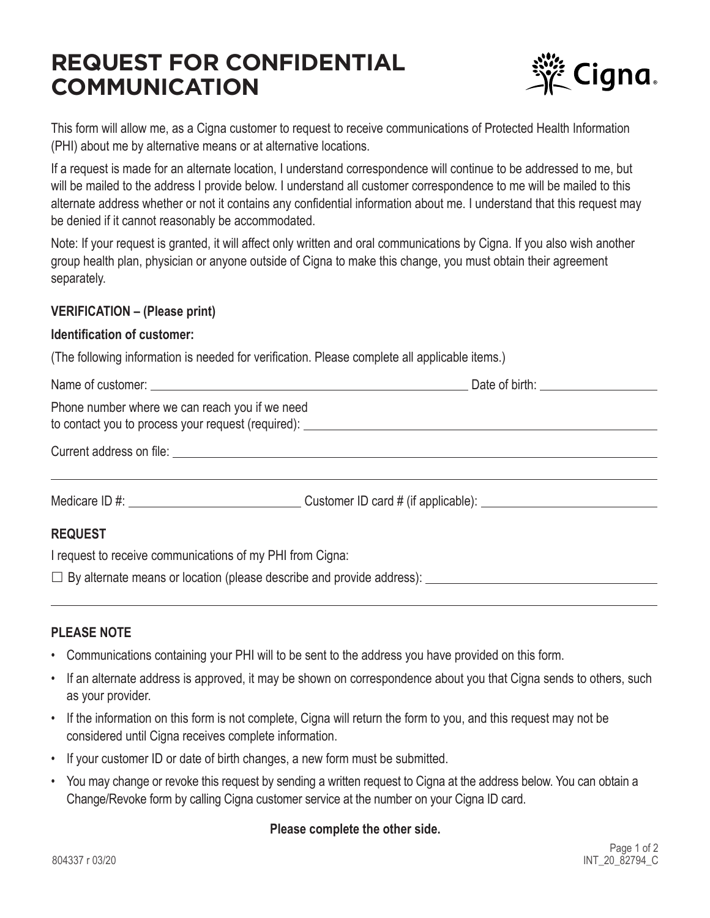# REQUEST FOR CONFIDENTIAL COMMUNICATION

Cigna

This form will allow me, as a Cigna customer to request to receive communications of Protected Health Information (PHI) about me by alternative means or at alternative locations.

If a request is made for an alternate location, I understand correspondence will continue to be addressed to me, but will be mailed to the address I provide below. I understand all customer correspondence to me will be mailed to this alternate address whether or not it contains any confidential information about me. I understand that this request may be denied if it cannot reasonably be accommodated.

Note: If your request is granted, it will affect only written and oral communications by Cigna. If you also wish another group health plan, physician or anyone outside of Cigna to make this change, you must obtain their agreement separately.

**VERIFICATION – (Please print)**

**Identification of customer:**

(The following information is needed for verification. Please complete all applicable items.)

Name of customer: ______________________________ Date of birth: ______________

Phone number where we can reach you if we need to contact you to process your request (required): ______________________________

Current address on file: ______________________________

______________________________

Medicare ID #: ______________ Customer ID card # (if applicable): ______________

## REQUEST

I request to receive communications of my PHI from Cigna:

☐ By alternate means or location (please describe and provide address): ______________________________

______________________________

## PLEASE NOTE

- Communications containing your PHI will to be sent to the address you have provided on this form.
- If an alternate address is approved, it may be shown on correspondence about you that Cigna sends to others, such as your provider.
- If the information on this form is not complete, Cigna will return the form to you, and this request may not be considered until Cigna receives complete information.
- If your customer ID or date of birth changes, a new form must be submitted.
- You may change or revoke this request by sending a written request to Cigna at the address below. You can obtain a Change/Revoke form by calling Cigna customer service at the number on your Cigna ID card.

**Please complete the other side.**

804337 r 03/20

INT_20_82794_C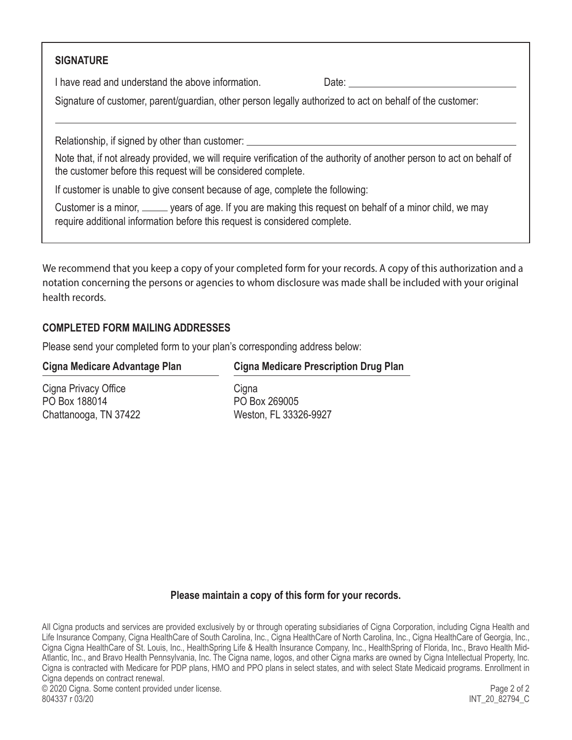## SIGNATURE

I have read and understand the above information. Date: ______________________

Signature of customer, parent/guardian, other person legally authorized to act on behalf of the customer:

______________________________________________________________________

Relationship, if signed by other than customer: ______________________________________

Note that, if not already provided, we will require verification of the authority of another person to act on behalf of the customer before this request will be considered complete.

If customer is unable to give consent because of age, complete the following:

Customer is a minor, _____ years of age. If you are making this request on behalf of a minor child, we may require additional information before this request is considered complete.

We recommend that you keep a copy of your completed form for your records. A copy of this authorization and a notation concerning the persons or agencies to whom disclosure was made shall be included with your original health records.

## COMPLETED FORM MAILING ADDRESSES

Please send your completed form to your plan's corresponding address below:

| Cigna Medicare Advantage Plan | Cigna Medicare Prescription Drug Plan |
| --- | --- |
| Cigna Privacy Office<br>PO Box 188014<br>Chattanooga, TN 37422 | Cigna<br>PO Box 269005<br>Weston, FL 33326-9927 |

**Please maintain a copy of this form for your records.**

All Cigna products and services are provided exclusively by or through operating subsidiaries of Cigna Corporation, including Cigna Health and Life Insurance Company, Cigna HealthCare of South Carolina, Inc., Cigna HealthCare of North Carolina, Inc., Cigna HealthCare of Georgia, Inc., Cigna Cigna HealthCare of St. Louis, Inc., HealthSpring Life & Health Insurance Company, Inc., HealthSpring of Florida, Inc., Bravo Health Mid-Atlantic, Inc., and Bravo Health Pennsylvania, Inc. The Cigna name, logos, and other Cigna marks are owned by Cigna Intellectual Property, Inc. Cigna is contracted with Medicare for PDP plans, HMO and PPO plans in select states, and with select State Medicaid programs. Enrollment in Cigna depends on contract renewal.

© 2020 Cigna. Some content provided under license.

804337 r 03/20

INT_20_82794_C